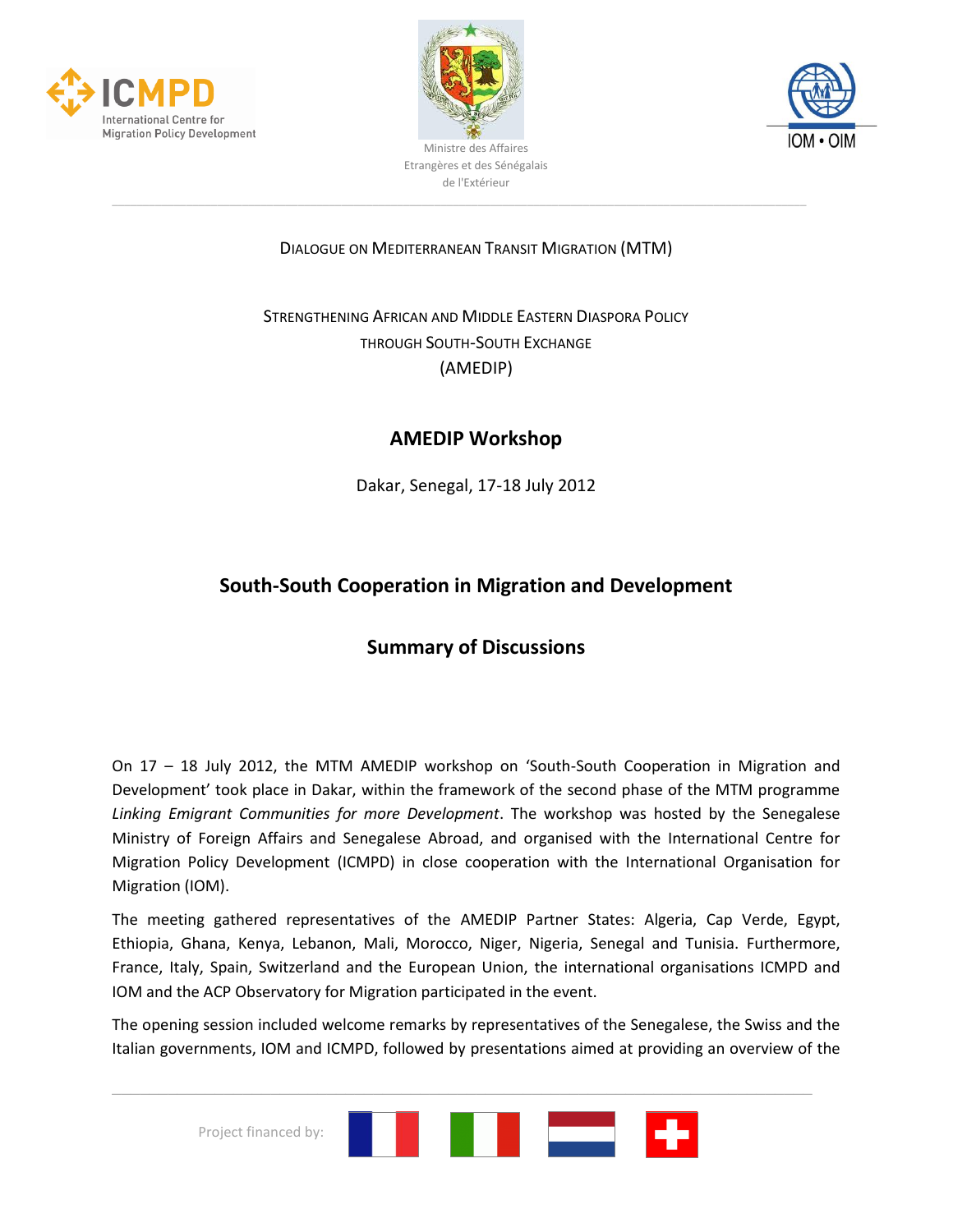ICMPD International Centre for Migration Policy Development

Ministre des Affaires Etrangères et des Sénégalais de l'Extérieur

IOM • OIM

DIALOGUE ON MEDITERRANEAN TRANSIT MIGRATION (MTM)

STRENGTHENING AFRICAN AND MIDDLE EASTERN DIASPORA POLICY THROUGH SOUTH-SOUTH EXCHANGE (AMEDIP)

# AMEDIP Workshop

Dakar, Senegal, 17-18 July 2012

# South-South Cooperation in Migration and Development

## Summary of Discussions

On 17 – 18 July 2012, the MTM AMEDIP workshop on 'South-South Cooperation in Migration and Development' took place in Dakar, within the framework of the second phase of the MTM programme *Linking Emigrant Communities for more Development*. The workshop was hosted by the Senegalese Ministry of Foreign Affairs and Senegalese Abroad, and organised with the International Centre for Migration Policy Development (ICMPD) in close cooperation with the International Organisation for Migration (IOM).

The meeting gathered representatives of the AMEDIP Partner States: Algeria, Cap Verde, Egypt, Ethiopia, Ghana, Kenya, Lebanon, Mali, Morocco, Niger, Nigeria, Senegal and Tunisia. Furthermore, France, Italy, Spain, Switzerland and the European Union, the international organisations ICMPD and IOM and the ACP Observatory for Migration participated in the event.

The opening session included welcome remarks by representatives of the Senegalese, the Swiss and the Italian governments, IOM and ICMPD, followed by presentations aimed at providing an overview of the

Project financed by: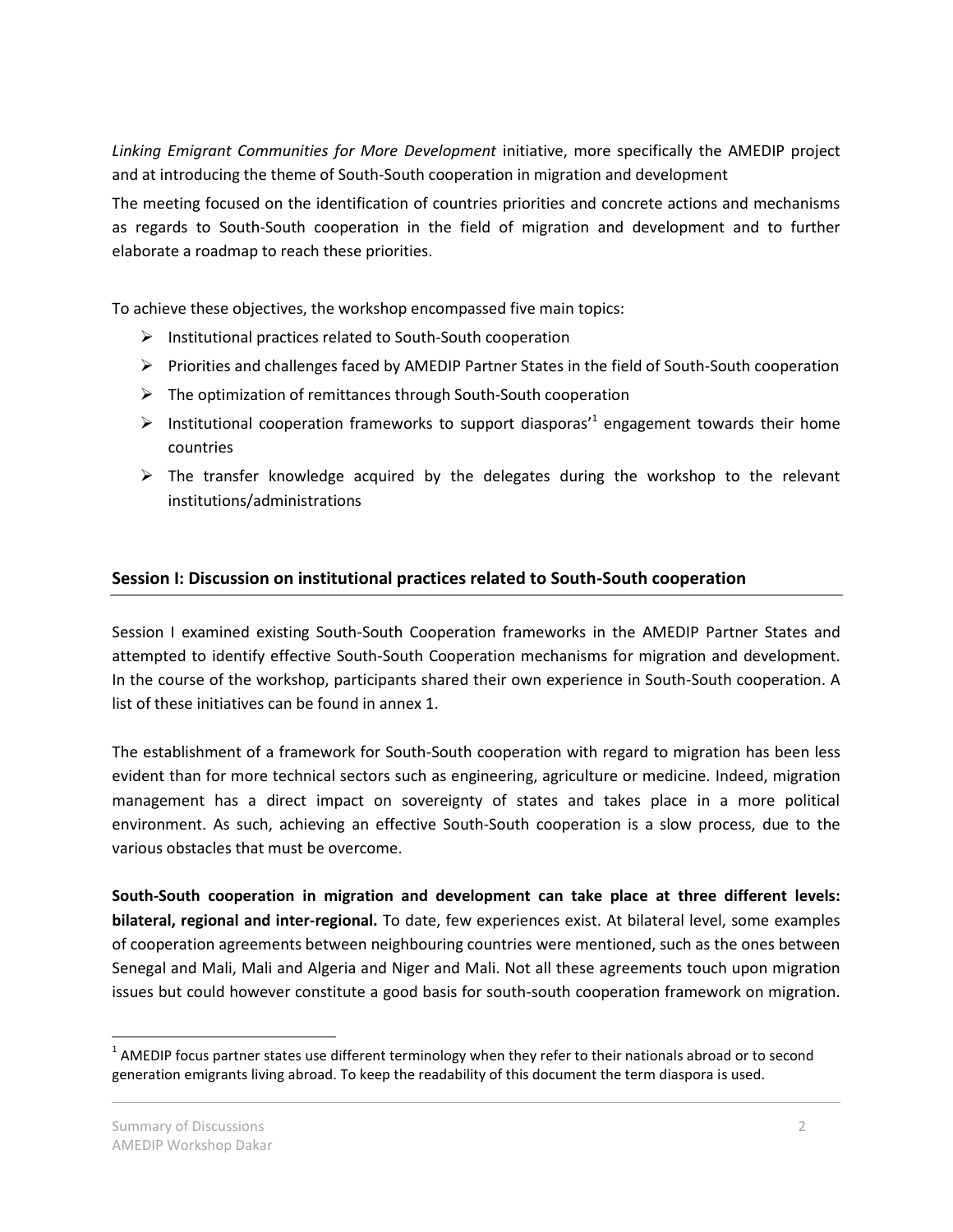*Linking Emigrant Communities for More Development* initiative, more specifically the AMEDIP project and at introducing the theme of South-South cooperation in migration and development

The meeting focused on the identification of countries priorities and concrete actions and mechanisms as regards to South-South cooperation in the field of migration and development and to further elaborate a roadmap to reach these priorities.

To achieve these objectives, the workshop encompassed five main topics:

- Institutional practices related to South-South cooperation
- Priorities and challenges faced by AMEDIP Partner States in the field of South-South cooperation
- The optimization of remittances through South-South cooperation
- Institutional cooperation frameworks to support diasporas'[1] engagement towards their home countries
- The transfer knowledge acquired by the delegates during the workshop to the relevant institutions/administrations

## Session I: Discussion on institutional practices related to South-South cooperation

Session I examined existing South-South Cooperation frameworks in the AMEDIP Partner States and attempted to identify effective South-South Cooperation mechanisms for migration and development. In the course of the workshop, participants shared their own experience in South-South cooperation. A list of these initiatives can be found in annex 1.

The establishment of a framework for South-South cooperation with regard to migration has been less evident than for more technical sectors such as engineering, agriculture or medicine. Indeed, migration management has a direct impact on sovereignty of states and takes place in a more political environment. As such, achieving an effective South-South cooperation is a slow process, due to the various obstacles that must be overcome.

**South-South cooperation in migration and development can take place at three different levels: bilateral, regional and inter-regional.** To date, few experiences exist. At bilateral level, some examples of cooperation agreements between neighbouring countries were mentioned, such as the ones between Senegal and Mali, Mali and Algeria and Niger and Mali. Not all these agreements touch upon migration issues but could however constitute a good basis for south-south cooperation framework on migration.

[1] AMEDIP focus partner states use different terminology when they refer to their nationals abroad or to second generation emigrants living abroad. To keep the readability of this document the term diaspora is used.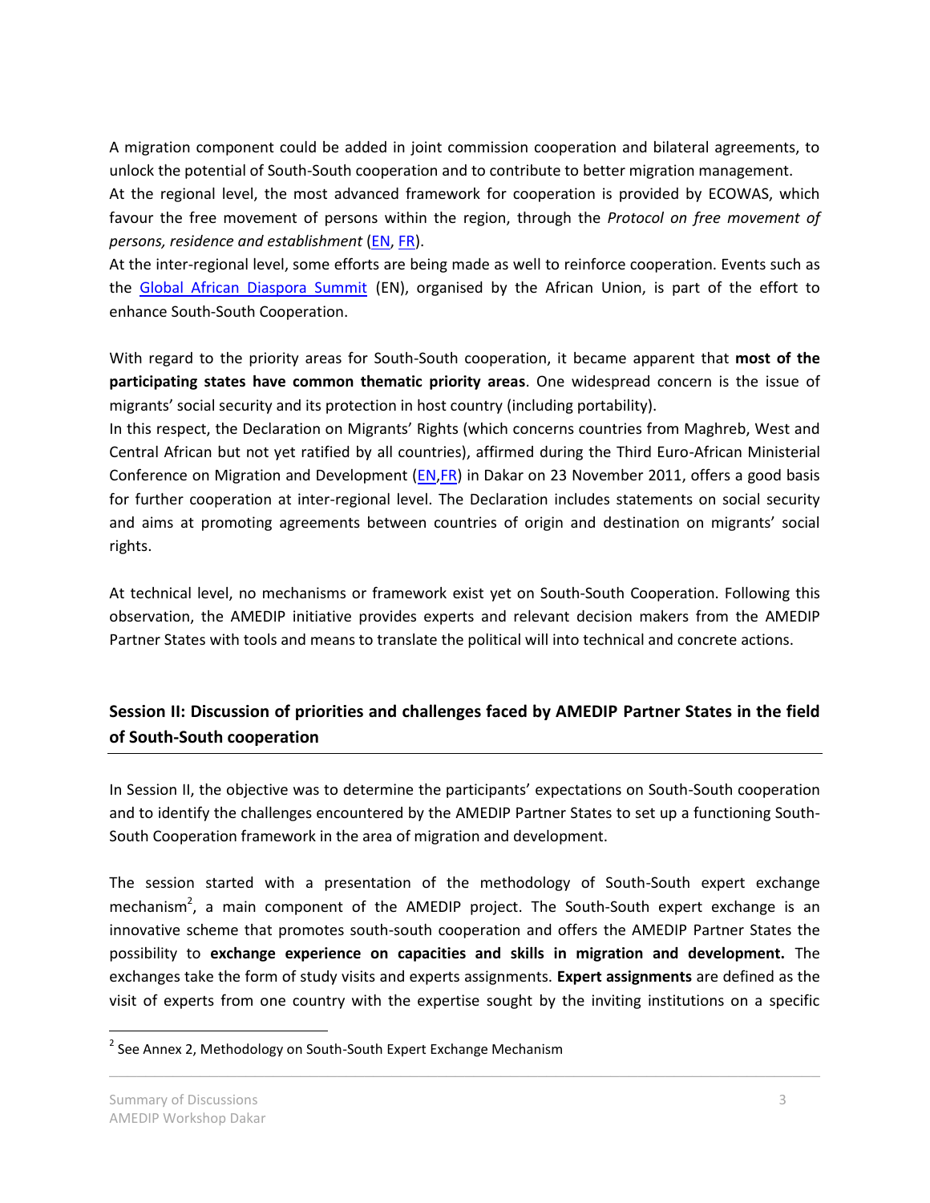A migration component could be added in joint commission cooperation and bilateral agreements, to unlock the potential of South-South cooperation and to contribute to better migration management.

At the regional level, the most advanced framework for cooperation is provided by ECOWAS, which favour the free movement of persons within the region, through the *Protocol on free movement of persons, residence and establishment* (EN, FR).

At the inter-regional level, some efforts are being made as well to reinforce cooperation. Events such as the Global African Diaspora Summit (EN), organised by the African Union, is part of the effort to enhance South-South Cooperation.

With regard to the priority areas for South-South cooperation, it became apparent that **most of the participating states have common thematic priority areas**. One widespread concern is the issue of migrants' social security and its protection in host country (including portability).

In this respect, the Declaration on Migrants' Rights (which concerns countries from Maghreb, West and Central African but not yet ratified by all countries), affirmed during the Third Euro-African Ministerial Conference on Migration and Development (EN,FR) in Dakar on 23 November 2011, offers a good basis for further cooperation at inter-regional level. The Declaration includes statements on social security and aims at promoting agreements between countries of origin and destination on migrants' social rights.

At technical level, no mechanisms or framework exist yet on South-South Cooperation. Following this observation, the AMEDIP initiative provides experts and relevant decision makers from the AMEDIP Partner States with tools and means to translate the political will into technical and concrete actions.

## Session II: Discussion of priorities and challenges faced by AMEDIP Partner States in the field of South-South cooperation

In Session II, the objective was to determine the participants' expectations on South-South cooperation and to identify the challenges encountered by the AMEDIP Partner States to set up a functioning South-South Cooperation framework in the area of migration and development.

The session started with a presentation of the methodology of South-South expert exchange mechanism[2], a main component of the AMEDIP project. The South-South expert exchange is an innovative scheme that promotes south-south cooperation and offers the AMEDIP Partner States the possibility to **exchange experience on capacities and skills in migration and development.** The exchanges take the form of study visits and experts assignments. **Expert assignments** are defined as the visit of experts from one country with the expertise sought by the inviting institutions on a specific

[2] See Annex 2, Methodology on South-South Expert Exchange Mechanism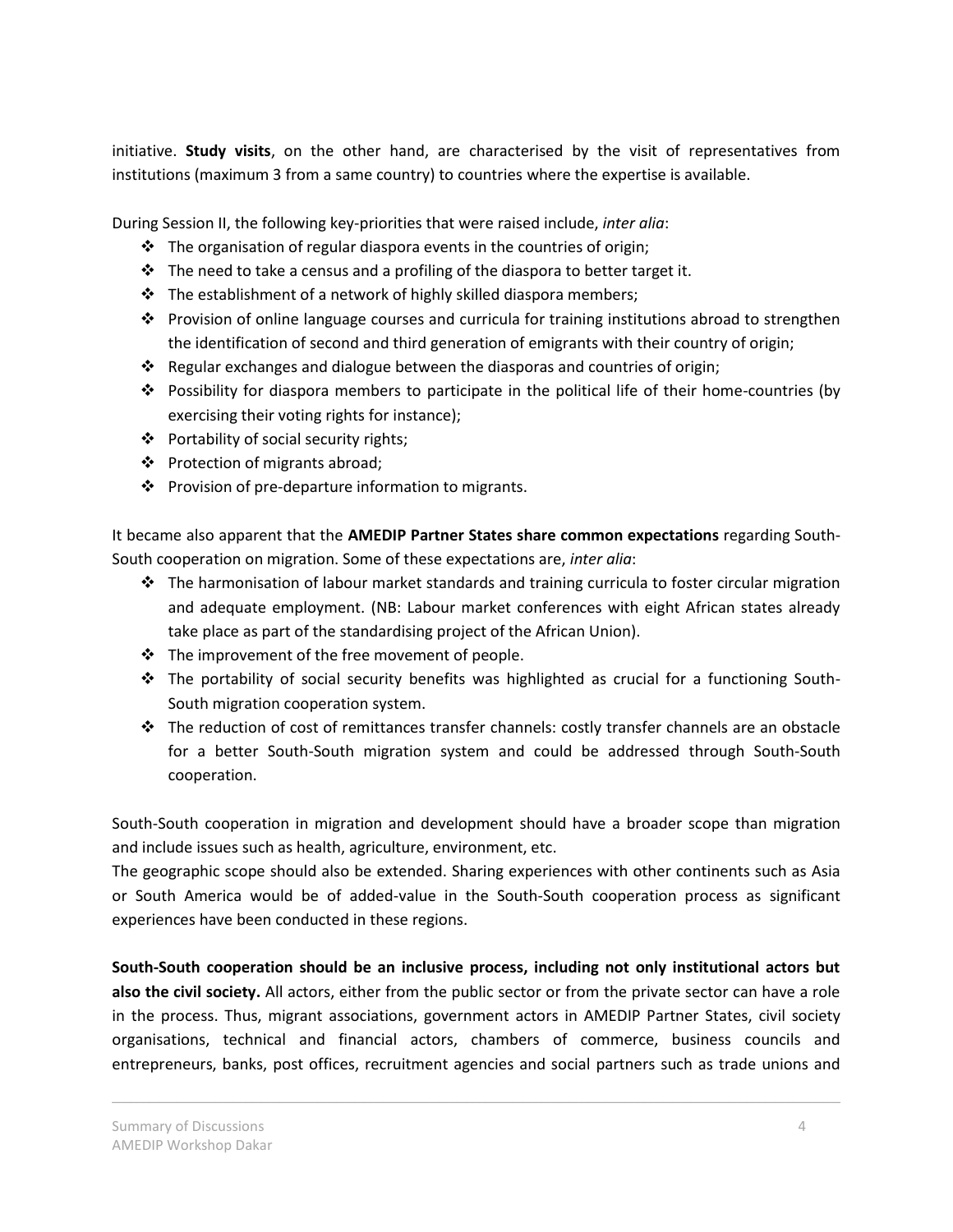initiative. **Study visits**, on the other hand, are characterised by the visit of representatives from institutions (maximum 3 from a same country) to countries where the expertise is available.

During Session II, the following key-priorities that were raised include, *inter alia*:

- The organisation of regular diaspora events in the countries of origin;
- The need to take a census and a profiling of the diaspora to better target it.
- The establishment of a network of highly skilled diaspora members;
- Provision of online language courses and curricula for training institutions abroad to strengthen the identification of second and third generation of emigrants with their country of origin;
- Regular exchanges and dialogue between the diasporas and countries of origin;
- Possibility for diaspora members to participate in the political life of their home-countries (by exercising their voting rights for instance);
- Portability of social security rights;
- Protection of migrants abroad;
- Provision of pre-departure information to migrants.

It became also apparent that the **AMEDIP Partner States share common expectations** regarding South-South cooperation on migration. Some of these expectations are, *inter alia*:

- The harmonisation of labour market standards and training curricula to foster circular migration and adequate employment. (NB: Labour market conferences with eight African states already take place as part of the standardising project of the African Union).
- The improvement of the free movement of people.
- The portability of social security benefits was highlighted as crucial for a functioning South-South migration cooperation system.
- The reduction of cost of remittances transfer channels: costly transfer channels are an obstacle for a better South-South migration system and could be addressed through South-South cooperation.

South-South cooperation in migration and development should have a broader scope than migration and include issues such as health, agriculture, environment, etc.
The geographic scope should also be extended. Sharing experiences with other continents such as Asia or South America would be of added-value in the South-South cooperation process as significant experiences have been conducted in these regions.

**South-South cooperation should be an inclusive process, including not only institutional actors but also the civil society.** All actors, either from the public sector or from the private sector can have a role in the process. Thus, migrant associations, government actors in AMEDIP Partner States, civil society organisations, technical and financial actors, chambers of commerce, business councils and entrepreneurs, banks, post offices, recruitment agencies and social partners such as trade unions and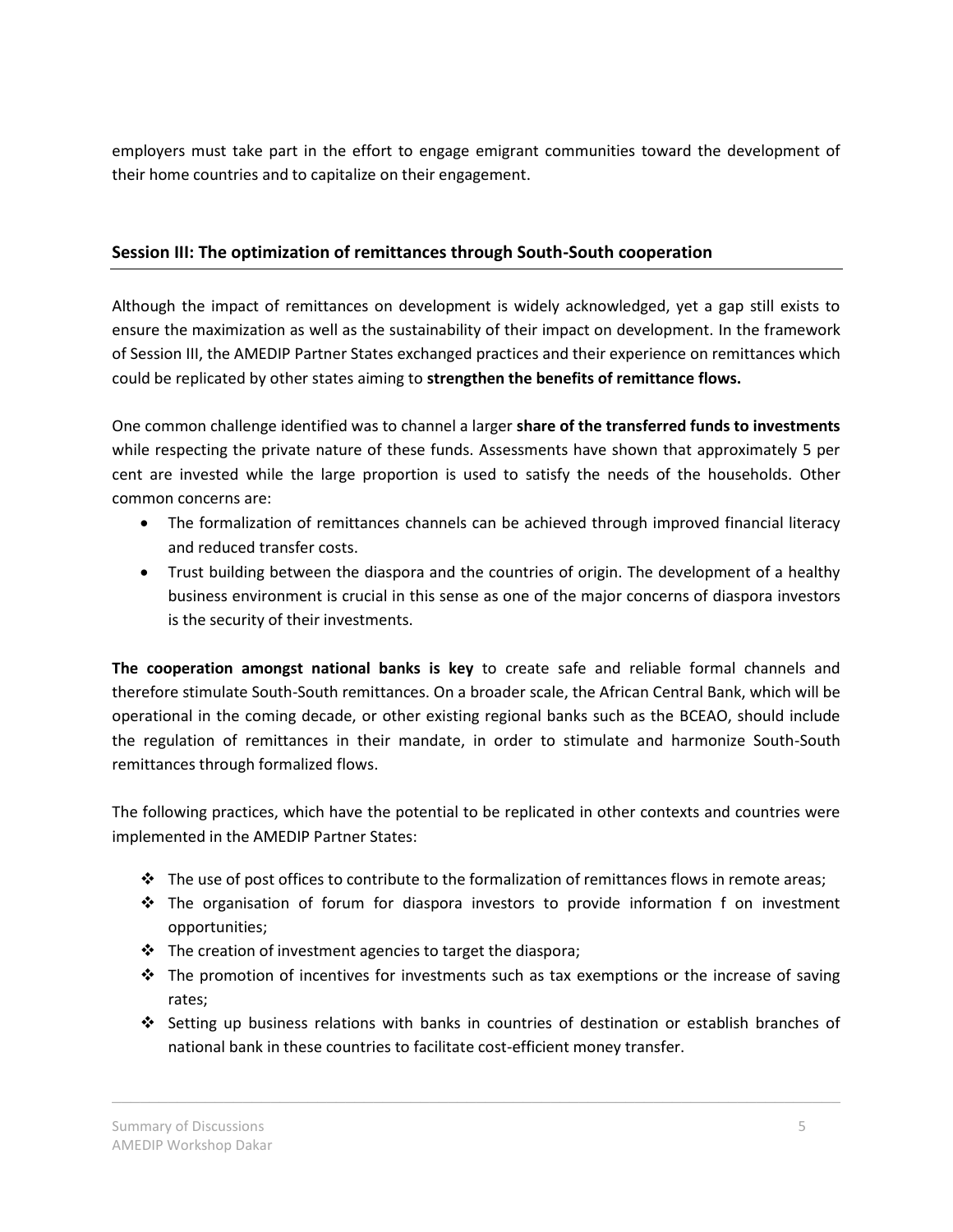employers must take part in the effort to engage emigrant communities toward the development of their home countries and to capitalize on their engagement.

## Session III: The optimization of remittances through South-South cooperation

Although the impact of remittances on development is widely acknowledged, yet a gap still exists to ensure the maximization as well as the sustainability of their impact on development. In the framework of Session III, the AMEDIP Partner States exchanged practices and their experience on remittances which could be replicated by other states aiming to **strengthen the benefits of remittance flows.**

One common challenge identified was to channel a larger **share of the transferred funds to investments** while respecting the private nature of these funds. Assessments have shown that approximately 5 per cent are invested while the large proportion is used to satisfy the needs of the households. Other common concerns are:

- The formalization of remittances channels can be achieved through improved financial literacy and reduced transfer costs.
- Trust building between the diaspora and the countries of origin. The development of a healthy business environment is crucial in this sense as one of the major concerns of diaspora investors is the security of their investments.

**The cooperation amongst national banks is key** to create safe and reliable formal channels and therefore stimulate South-South remittances. On a broader scale, the African Central Bank, which will be operational in the coming decade, or other existing regional banks such as the BCEAO, should include the regulation of remittances in their mandate, in order to stimulate and harmonize South-South remittances through formalized flows.

The following practices, which have the potential to be replicated in other contexts and countries were implemented in the AMEDIP Partner States:

- The use of post offices to contribute to the formalization of remittances flows in remote areas;
- The organisation of forum for diaspora investors to provide information f on investment opportunities;
- The creation of investment agencies to target the diaspora;
- The promotion of incentives for investments such as tax exemptions or the increase of saving rates;
- Setting up business relations with banks in countries of destination or establish branches of national bank in these countries to facilitate cost-efficient money transfer.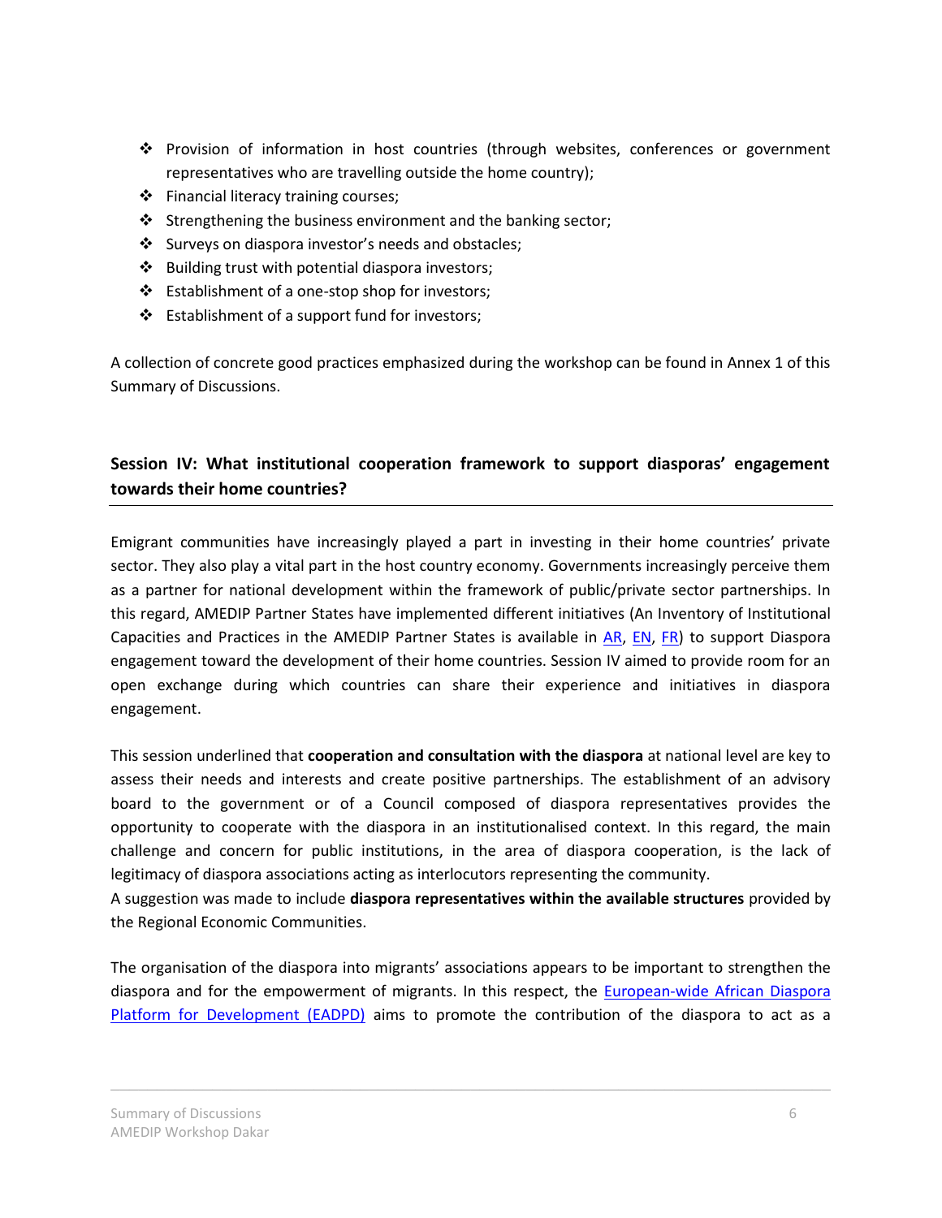- Provision of information in host countries (through websites, conferences or government representatives who are travelling outside the home country);
- Financial literacy training courses;
- Strengthening the business environment and the banking sector;
- Surveys on diaspora investor's needs and obstacles;
- Building trust with potential diaspora investors;
- Establishment of a one-stop shop for investors;
- Establishment of a support fund for investors;

A collection of concrete good practices emphasized during the workshop can be found in Annex 1 of this Summary of Discussions.

## Session IV: What institutional cooperation framework to support diasporas' engagement towards their home countries?

Emigrant communities have increasingly played a part in investing in their home countries' private sector. They also play a vital part in the host country economy. Governments increasingly perceive them as a partner for national development within the framework of public/private sector partnerships. In this regard, AMEDIP Partner States have implemented different initiatives (An Inventory of Institutional Capacities and Practices in the AMEDIP Partner States is available in AR, EN, FR) to support Diaspora engagement toward the development of their home countries. Session IV aimed to provide room for an open exchange during which countries can share their experience and initiatives in diaspora engagement.

This session underlined that **cooperation and consultation with the diaspora** at national level are key to assess their needs and interests and create positive partnerships. The establishment of an advisory board to the government or of a Council composed of diaspora representatives provides the opportunity to cooperate with the diaspora in an institutionalised context. In this regard, the main challenge and concern for public institutions, in the area of diaspora cooperation, is the lack of legitimacy of diaspora associations acting as interlocutors representing the community.

A suggestion was made to include **diaspora representatives within the available structures** provided by the Regional Economic Communities.

The organisation of the diaspora into migrants' associations appears to be important to strengthen the diaspora and for the empowerment of migrants. In this respect, the European-wide African Diaspora Platform for Development (EADPD) aims to promote the contribution of the diaspora to act as a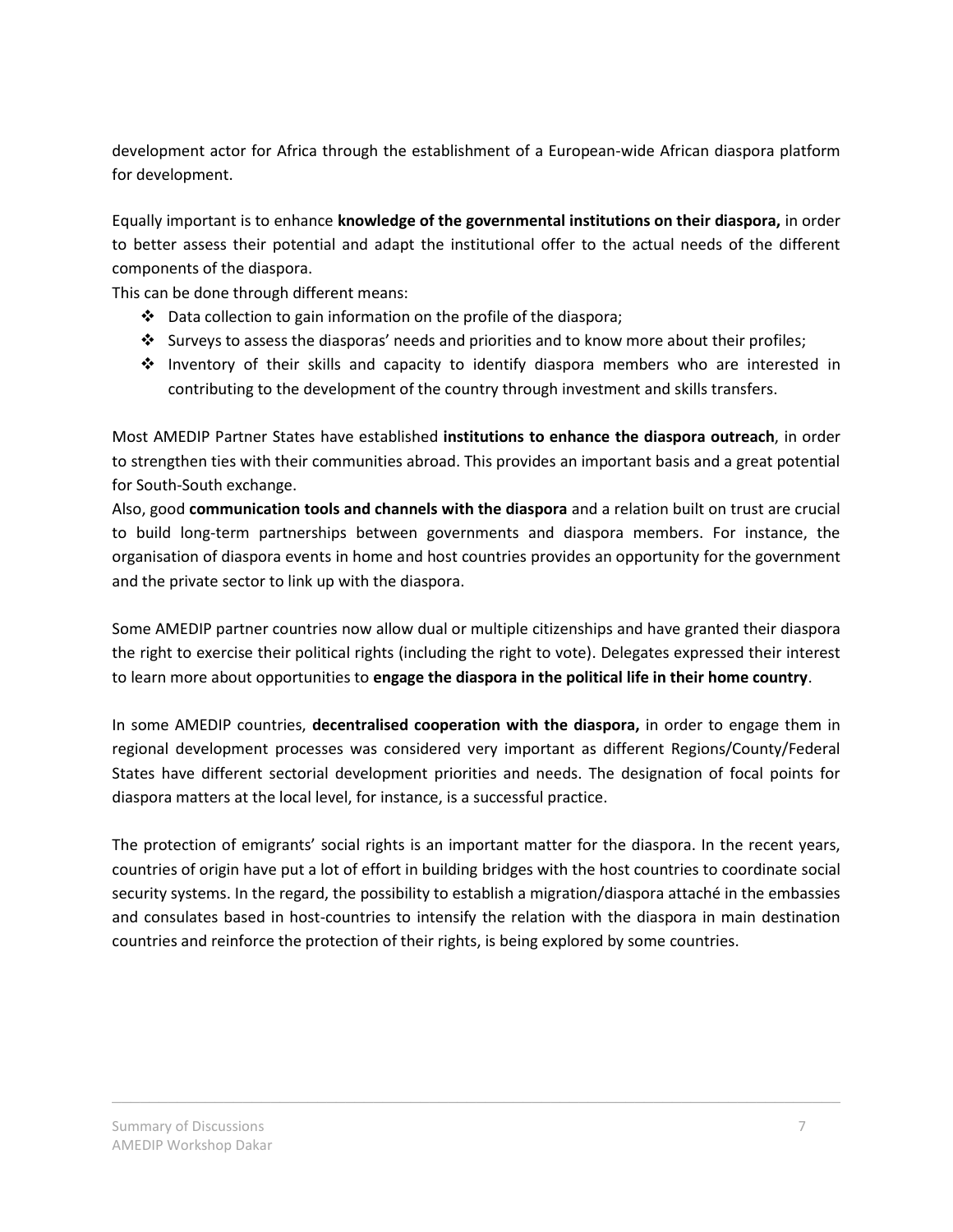development actor for Africa through the establishment of a European-wide African diaspora platform for development.

Equally important is to enhance **knowledge of the governmental institutions on their diaspora,** in order to better assess their potential and adapt the institutional offer to the actual needs of the different components of the diaspora.

This can be done through different means:

- Data collection to gain information on the profile of the diaspora;
- Surveys to assess the diasporas' needs and priorities and to know more about their profiles;
- Inventory of their skills and capacity to identify diaspora members who are interested in contributing to the development of the country through investment and skills transfers.

Most AMEDIP Partner States have established **institutions to enhance the diaspora outreach**, in order to strengthen ties with their communities abroad. This provides an important basis and a great potential for South-South exchange.

Also, good **communication tools and channels with the diaspora** and a relation built on trust are crucial to build long-term partnerships between governments and diaspora members. For instance, the organisation of diaspora events in home and host countries provides an opportunity for the government and the private sector to link up with the diaspora.

Some AMEDIP partner countries now allow dual or multiple citizenships and have granted their diaspora the right to exercise their political rights (including the right to vote). Delegates expressed their interest to learn more about opportunities to **engage the diaspora in the political life in their home country**.

In some AMEDIP countries, **decentralised cooperation with the diaspora,** in order to engage them in regional development processes was considered very important as different Regions/County/Federal States have different sectorial development priorities and needs. The designation of focal points for diaspora matters at the local level, for instance, is a successful practice.

The protection of emigrants' social rights is an important matter for the diaspora. In the recent years, countries of origin have put a lot of effort in building bridges with the host countries to coordinate social security systems. In the regard, the possibility to establish a migration/diaspora attaché in the embassies and consulates based in host-countries to intensify the relation with the diaspora in main destination countries and reinforce the protection of their rights, is being explored by some countries.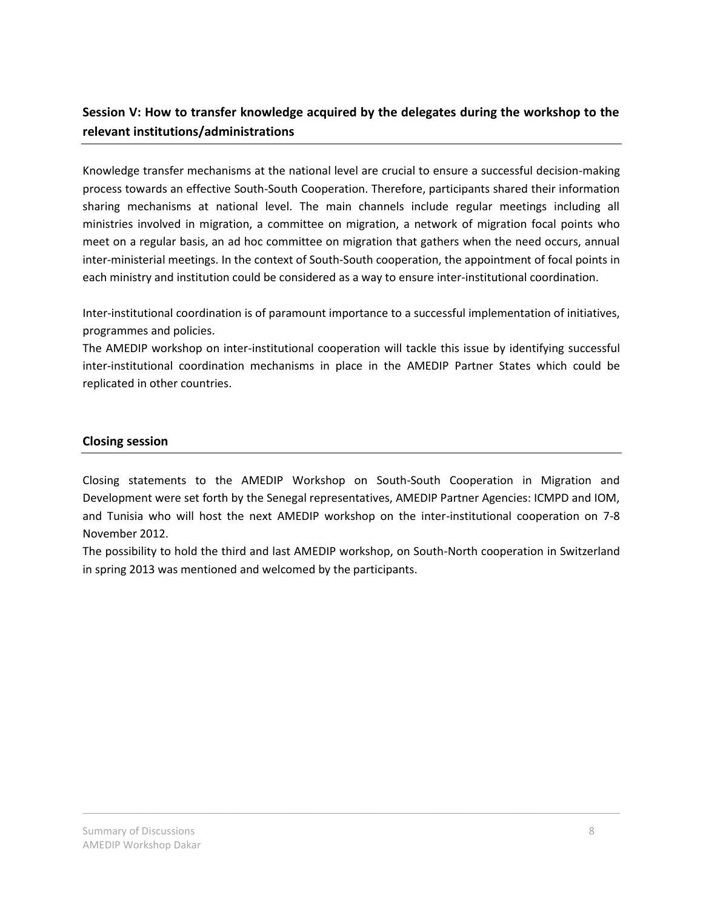## Session V: How to transfer knowledge acquired by the delegates during the workshop to the relevant institutions/administrations

Knowledge transfer mechanisms at the national level are crucial to ensure a successful decision-making process towards an effective South-South Cooperation. Therefore, participants shared their information sharing mechanisms at national level. The main channels include regular meetings including all ministries involved in migration, a committee on migration, a network of migration focal points who meet on a regular basis, an ad hoc committee on migration that gathers when the need occurs, annual inter-ministerial meetings. In the context of South-South cooperation, the appointment of focal points in each ministry and institution could be considered as a way to ensure inter-institutional coordination.

Inter-institutional coordination is of paramount importance to a successful implementation of initiatives, programmes and policies.
The AMEDIP workshop on inter-institutional cooperation will tackle this issue by identifying successful inter-institutional coordination mechanisms in place in the AMEDIP Partner States which could be replicated in other countries.

## Closing session

Closing statements to the AMEDIP Workshop on South-South Cooperation in Migration and Development were set forth by the Senegal representatives, AMEDIP Partner Agencies: ICMPD and IOM, and Tunisia who will host the next AMEDIP workshop on the inter-institutional cooperation on 7-8 November 2012.
The possibility to hold the third and last AMEDIP workshop, on South-North cooperation in Switzerland in spring 2013 was mentioned and welcomed by the participants.